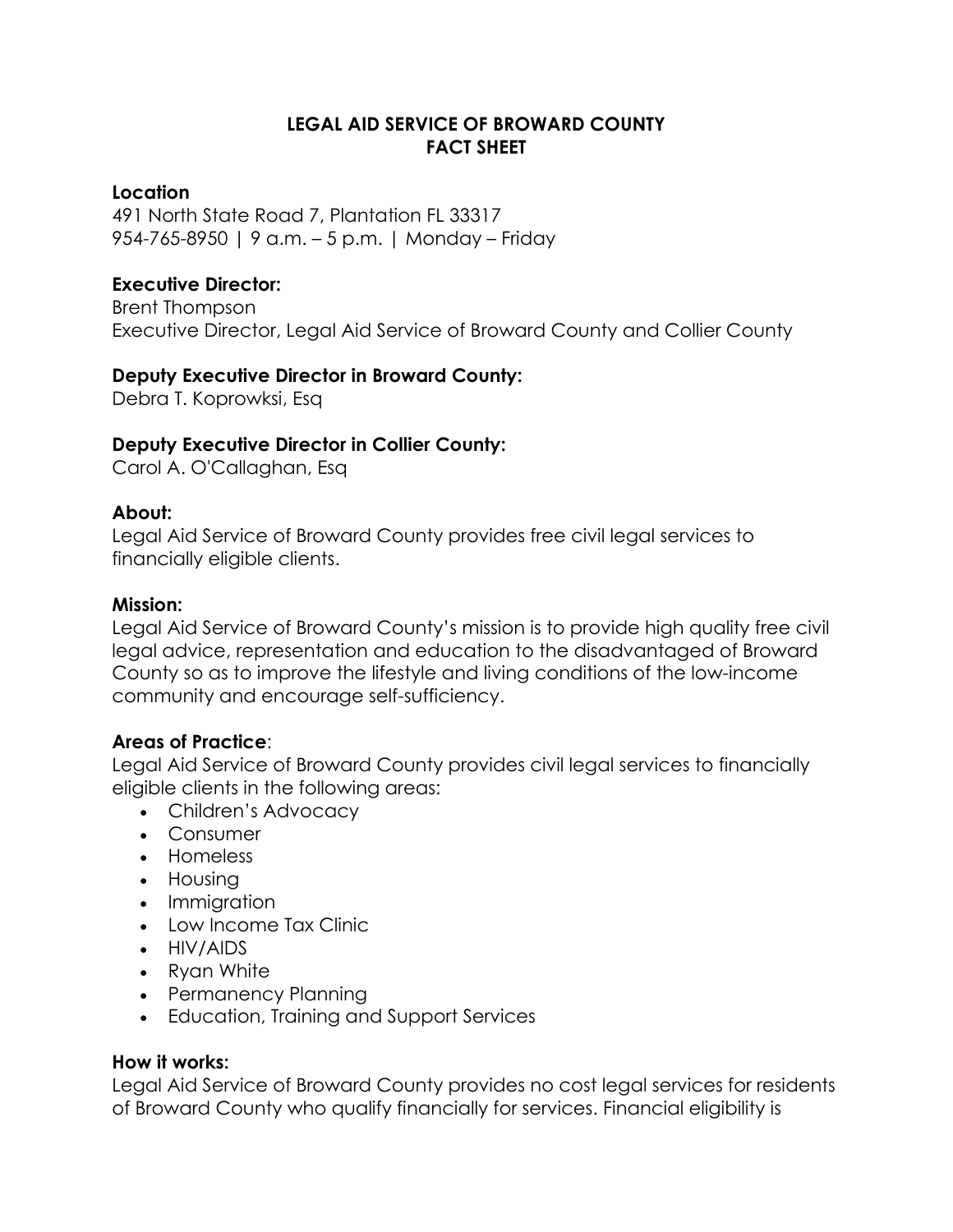# LEGAL AID SERVICE OF BROWARD COUNTY
# FACT SHEET

**Location**

491 North State Road 7, Plantation FL 33317
954-765-8950 | 9 a.m. – 5 p.m. | Monday – Friday

**Executive Director:**

Brent Thompson
Executive Director, Legal Aid Service of Broward County and Collier County

**Deputy Executive Director in Broward County:**

Debra T. Koprowksi, Esq

**Deputy Executive Director in Collier County:**

Carol A. O'Callaghan, Esq

**About:**

Legal Aid Service of Broward County provides free civil legal services to financially eligible clients.

**Mission:**

Legal Aid Service of Broward County's mission is to provide high quality free civil legal advice, representation and education to the disadvantaged of Broward County so as to improve the lifestyle and living conditions of the low-income community and encourage self-sufficiency.

**Areas of Practice**:

Legal Aid Service of Broward County provides civil legal services to financially eligible clients in the following areas:

- Children's Advocacy
- Consumer
- Homeless
- Housing
- Immigration
- Low Income Tax Clinic
- HIV/AIDS
- Ryan White
- Permanency Planning
- Education, Training and Support Services

**How it works:**

Legal Aid Service of Broward County provides no cost legal services for residents of Broward County who qualify financially for services. Financial eligibility is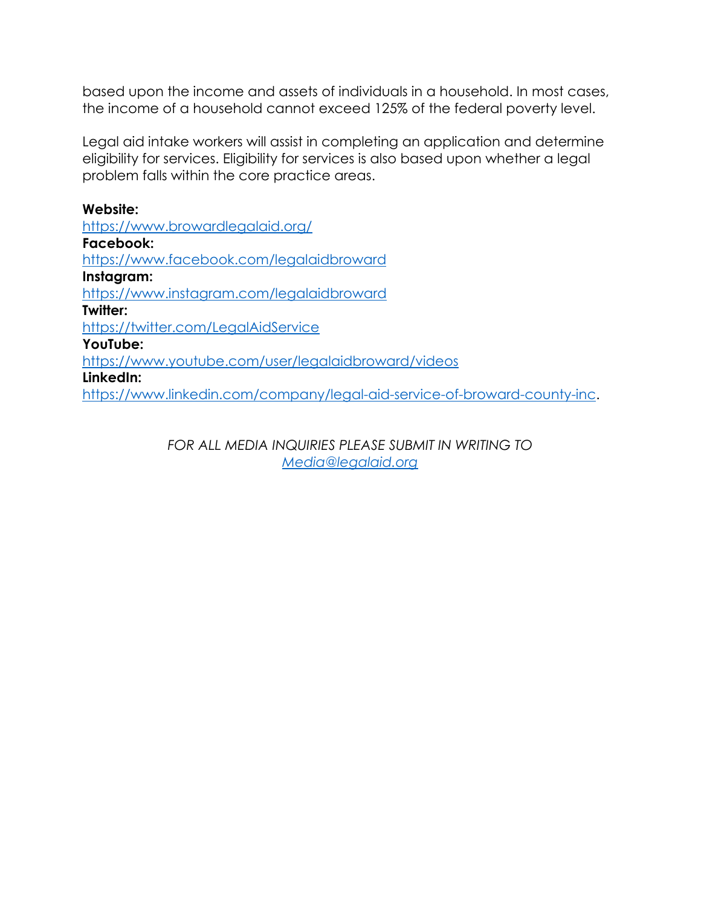based upon the income and assets of individuals in a household. In most cases, the income of a household cannot exceed 125% of the federal poverty level.

Legal aid intake workers will assist in completing an application and determine eligibility for services. Eligibility for services is also based upon whether a legal problem falls within the core practice areas.

**Website:**
https://www.browardlegalaid.org/
**Facebook:**
https://www.facebook.com/legalaidbroward
**Instagram:**
https://www.instagram.com/legalaidbroward
**Twitter:**
https://twitter.com/LegalAidService
**YouTube:**
https://www.youtube.com/user/legalaidbroward/videos
**LinkedIn:**
https://www.linkedin.com/company/legal-aid-service-of-broward-county-inc.

*FOR ALL MEDIA INQUIRIES PLEASE SUBMIT IN WRITING TO Media@legalaid.org*